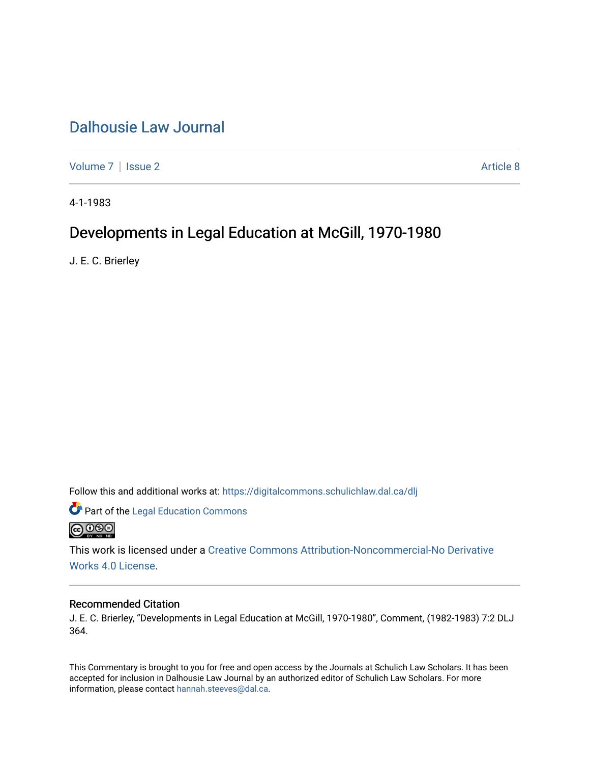# Dalhousie Law Journal

Volume 7 | Issue 2 Article 8

4-1-1983

## Developments in Legal Education at McGill, 1970-1980

J. E. C. Brierley

Follow this and additional works at: https://digitalcommons.schulichlaw.dal.ca/dlj

Part of the Legal Education Commons

This work is licensed under a Creative Commons Attribution-Noncommercial-No Derivative Works 4.0 License.

### Recommended Citation

J. E. C. Brierley, "Developments in Legal Education at McGill, 1970-1980", Comment, (1982-1983) 7:2 DLJ 364.

This Commentary is brought to you for free and open access by the Journals at Schulich Law Scholars. It has been accepted for inclusion in Dalhousie Law Journal by an authorized editor of Schulich Law Scholars. For more information, please contact hannah.steeves@dal.ca.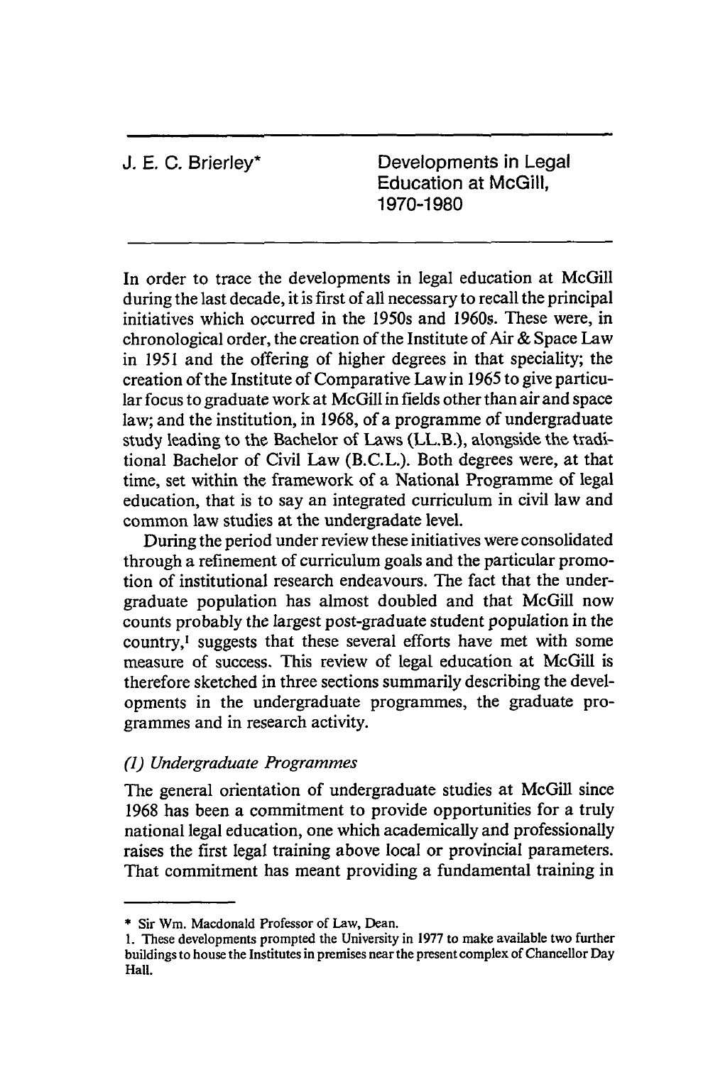J. E. C. Brierley*

# Developments in Legal Education at McGill, 1970-1980

In order to trace the developments in legal education at McGill during the last decade, it is first of all necessary to recall the principal initiatives which occurred in the 1950s and 1960s. These were, in chronological order, the creation of the Institute of Air & Space Law in 1951 and the offering of higher degrees in that speciality; the creation of the Institute of Comparative Law in 1965 to give particular focus to graduate work at McGill in fields other than air and space law; and the institution, in 1968, of a programme of undergraduate study leading to the Bachelor of Laws (LL.B.), alongside the traditional Bachelor of Civil Law (B.C.L.). Both degrees were, at that time, set within the framework of a National Programme of legal education, that is to say an integrated curriculum in civil law and common law studies at the undergradate level.

During the period under review these initiatives were consolidated through a refinement of curriculum goals and the particular promotion of institutional research endeavours. The fact that the undergraduate population has almost doubled and that McGill now counts probably the largest post-graduate student population in the country,[1] suggests that these several efforts have met with some measure of success. This review of legal education at McGill is therefore sketched in three sections summarily describing the developments in the undergraduate programmes, the graduate programmes and in research activity.

## *(1) Undergraduate Programmes*

The general orientation of undergraduate studies at McGill since 1968 has been a commitment to provide opportunities for a truly national legal education, one which academically and professionally raises the first legal training above local or provincial parameters. That commitment has meant providing a fundamental training in

---

\* Sir Wm. Macdonald Professor of Law, Dean.

1. These developments prompted the University in 1977 to make available two further buildings to house the Institutes in premises near the present complex of Chancellor Day Hall.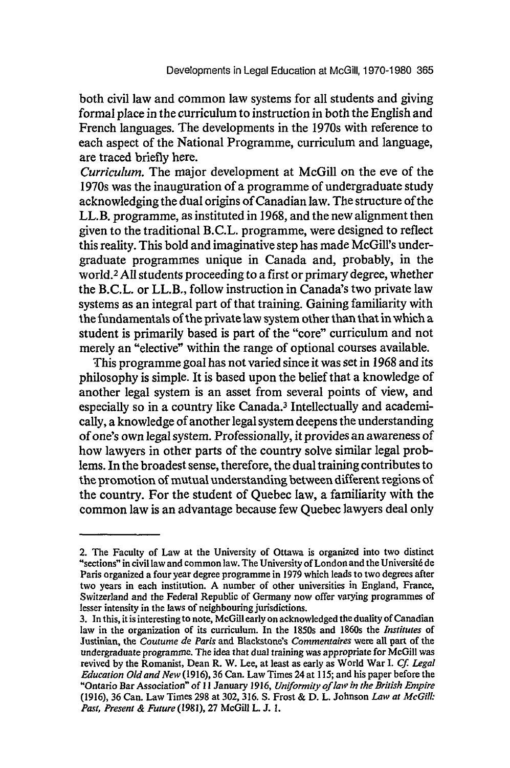both civil law and common law systems for all students and giving formal place in the curriculum to instruction in both the English and French languages. The developments in the 1970s with reference to each aspect of the National Programme, curriculum and language, are traced briefly here.

*Curriculum.* The major development at McGill on the eve of the 1970s was the inauguration of a programme of undergraduate study acknowledging the dual origins of Canadian law. The structure of the LL.B. programme, as instituted in 1968, and the new alignment then given to the traditional B.C.L. programme, were designed to reflect this reality. This bold and imaginative step has made McGill's undergraduate programmes unique in Canada and, probably, in the world.[2] All students proceeding to a first or primary degree, whether the B.C.L. or LL.B., follow instruction in Canada's two private law systems as an integral part of that training. Gaining familiarity with the fundamentals of the private law system other than that in which a student is primarily based is part of the "core" curriculum and not merely an "elective" within the range of optional courses available.

This programme goal has not varied since it was set in 1968 and its philosophy is simple. It is based upon the belief that a knowledge of another legal system is an asset from several points of view, and especially so in a country like Canada.[3] Intellectually and academically, a knowledge of another legal system deepens the understanding of one's own legal system. Professionally, it provides an awareness of how lawyers in other parts of the country solve similar legal problems. In the broadest sense, therefore, the dual training contributes to the promotion of mutual understanding between different regions of the country. For the student of Quebec law, a familiarity with the common law is an advantage because few Quebec lawyers deal only

---

2. The Faculty of Law at the University of Ottawa is organized into two distinct "sections" in civil law and common law. The University of London and the Université de Paris organized a four year degree programme in 1979 which leads to two degrees after two years in each institution. A number of other universities in England, France, Switzerland and the Federal Republic of Germany now offer varying programmes of lesser intensity in the laws of neighbouring jurisdictions.

3. In this, it is interesting to note, McGill early on acknowledged the duality of Canadian law in the organization of its curriculum. In the 1850s and 1860s the *Institutes* of Justinian, the *Coutume de Paris* and Blackstone's *Commentaires* were all part of the undergraduate programme. The idea that dual training was appropriate for McGill was revived by the Romanist, Dean R. W. Lee, at least as early as World War I. *Cf. Legal Education Old and New* (1916), 36 Can. Law Times 24 at 115; and his paper before the "Ontario Bar Association" of 11 January 1916, *Uniformity of law in the British Empire* (1916), 36 Can. Law Times 298 at 302, 316. S. Frost & D. L. Johnson *Law at McGill: Past, Present & Future* (1981), 27 McGill L. J. 1.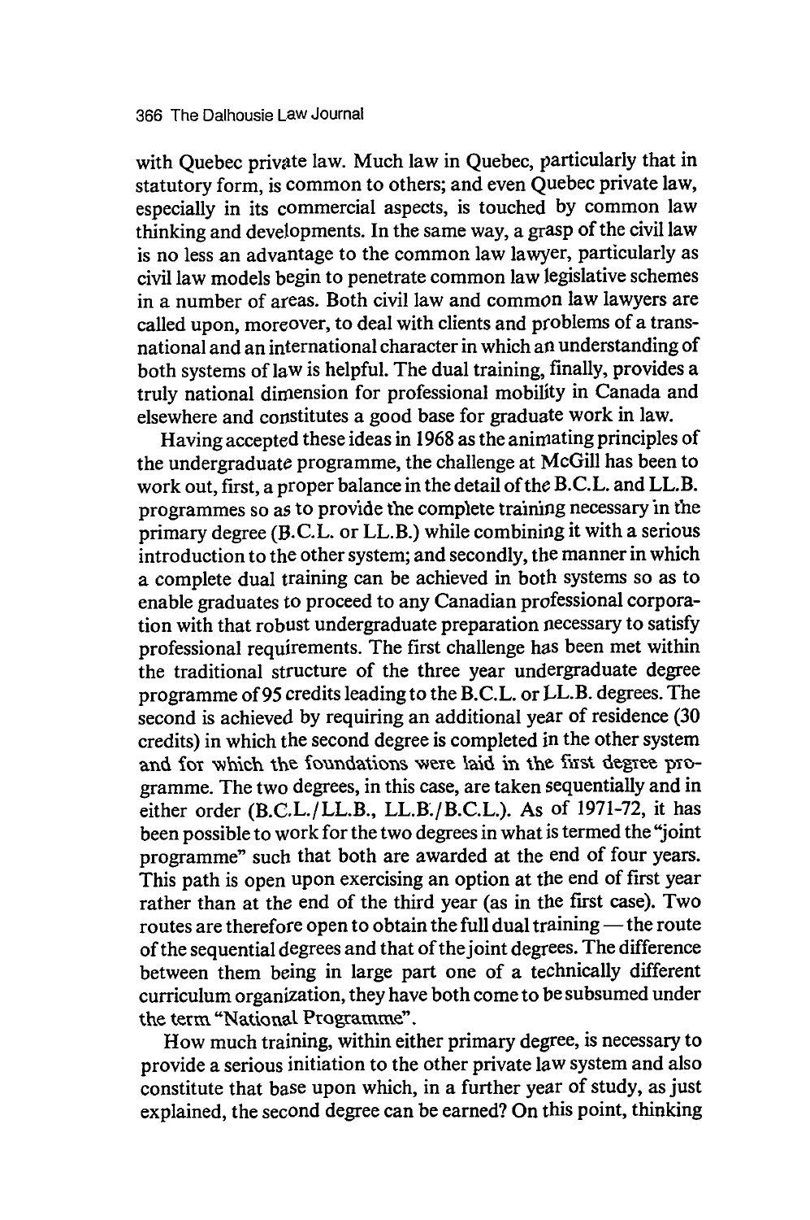with Quebec private law. Much law in Quebec, particularly that in statutory form, is common to others; and even Quebec private law, especially in its commercial aspects, is touched by common law thinking and developments. In the same way, a grasp of the civil law is no less an advantage to the common law lawyer, particularly as civil law models begin to penetrate common law legislative schemes in a number of areas. Both civil law and common law lawyers are called upon, moreover, to deal with clients and problems of a transnational and an international character in which an understanding of both systems of law is helpful. The dual training, finally, provides a truly national dimension for professional mobility in Canada and elsewhere and constitutes a good base for graduate work in law.

Having accepted these ideas in 1968 as the animating principles of the undergraduate programme, the challenge at McGill has been to work out, first, a proper balance in the detail of the B.C.L. and LL.B. programmes so as to provide the complete training necessary in the primary degree (B.C.L. or LL.B.) while combining it with a serious introduction to the other system; and secondly, the manner in which a complete dual training can be achieved in both systems so as to enable graduates to proceed to any Canadian professional corporation with that robust undergraduate preparation necessary to satisfy professional requirements. The first challenge has been met within the traditional structure of the three year undergraduate degree programme of 95 credits leading to the B.C.L. or LL.B. degrees. The second is achieved by requiring an additional year of residence (30 credits) in which the second degree is completed in the other system and for which the foundations were laid in the first degree programme. The two degrees, in this case, are taken sequentially and in either order (B.C.L./LL.B., LL.B./B.C.L.). As of 1971-72, it has been possible to work for the two degrees in what is termed the "joint programme" such that both are awarded at the end of four years. This path is open upon exercising an option at the end of first year rather than at the end of the third year (as in the first case). Two routes are therefore open to obtain the full dual training — the route of the sequential degrees and that of the joint degrees. The difference between them being in large part one of a technically different curriculum organization, they have both come to be subsumed under the term "National Programme".

How much training, within either primary degree, is necessary to provide a serious initiation to the other private law system and also constitute that base upon which, in a further year of study, as just explained, the second degree can be earned? On this point, thinking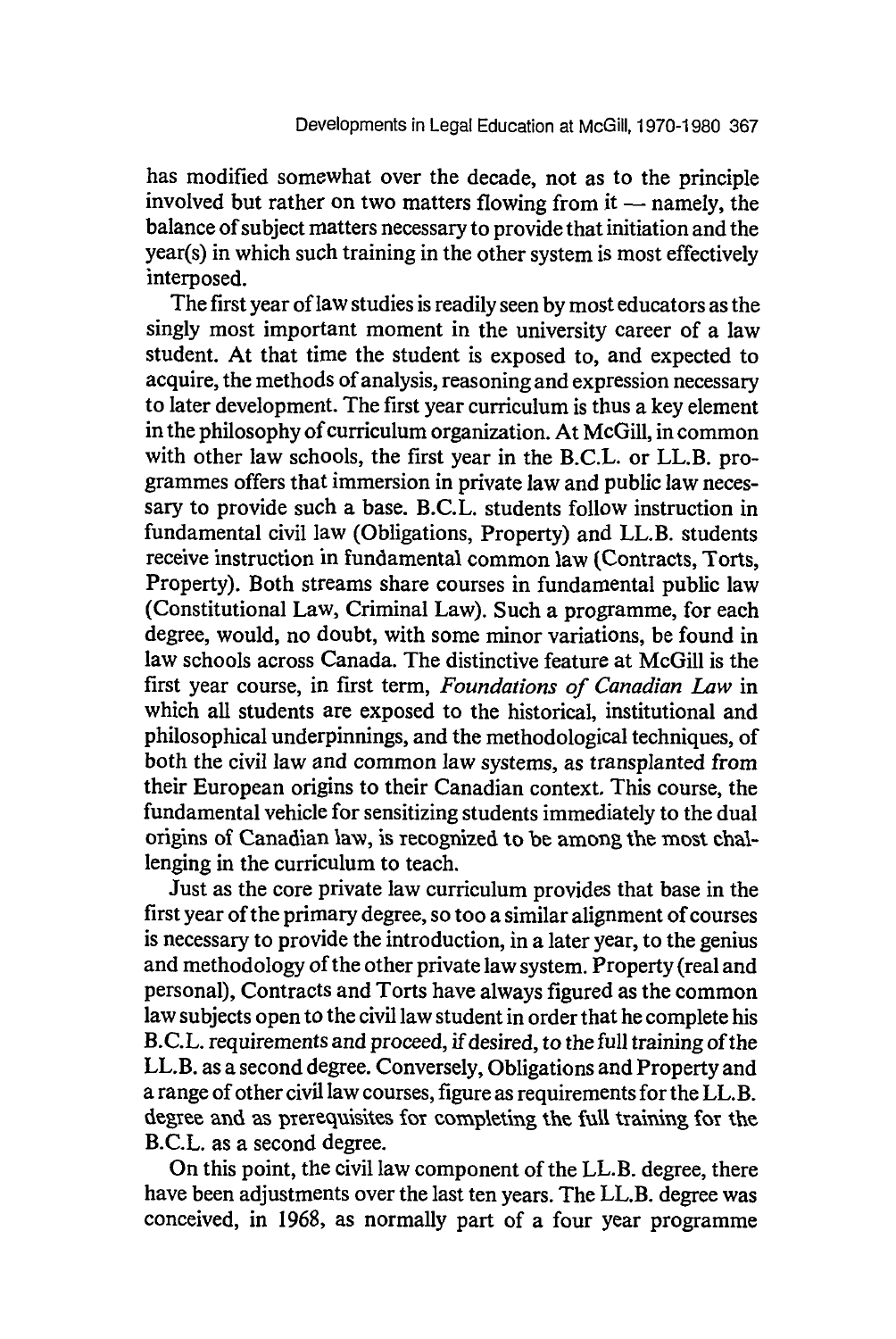has modified somewhat over the decade, not as to the principle involved but rather on two matters flowing from it — namely, the balance of subject matters necessary to provide that initiation and the year(s) in which such training in the other system is most effectively interposed.

The first year of law studies is readily seen by most educators as the singly most important moment in the university career of a law student. At that time the student is exposed to, and expected to acquire, the methods of analysis, reasoning and expression necessary to later development. The first year curriculum is thus a key element in the philosophy of curriculum organization. At McGill, in common with other law schools, the first year in the B.C.L. or LL.B. programmes offers that immersion in private law and public law necessary to provide such a base. B.C.L. students follow instruction in fundamental civil law (Obligations, Property) and LL.B. students receive instruction in fundamental common law (Contracts, Torts, Property). Both streams share courses in fundamental public law (Constitutional Law, Criminal Law). Such a programme, for each degree, would, no doubt, with some minor variations, be found in law schools across Canada. The distinctive feature at McGill is the first year course, in first term, *Foundations of Canadian Law* in which all students are exposed to the historical, institutional and philosophical underpinnings, and the methodological techniques, of both the civil law and common law systems, as transplanted from their European origins to their Canadian context. This course, the fundamental vehicle for sensitizing students immediately to the dual origins of Canadian law, is recognized to be among the most challenging in the curriculum to teach.

Just as the core private law curriculum provides that base in the first year of the primary degree, so too a similar alignment of courses is necessary to provide the introduction, in a later year, to the genius and methodology of the other private law system. Property (real and personal), Contracts and Torts have always figured as the common law subjects open to the civil law student in order that he complete his B.C.L. requirements and proceed, if desired, to the full training of the LL.B. as a second degree. Conversely, Obligations and Property and a range of other civil law courses, figure as requirements for the LL.B. degree and as prerequisites for completing the full training for the B.C.L. as a second degree.

On this point, the civil law component of the LL.B. degree, there have been adjustments over the last ten years. The LL.B. degree was conceived, in 1968, as normally part of a four year programme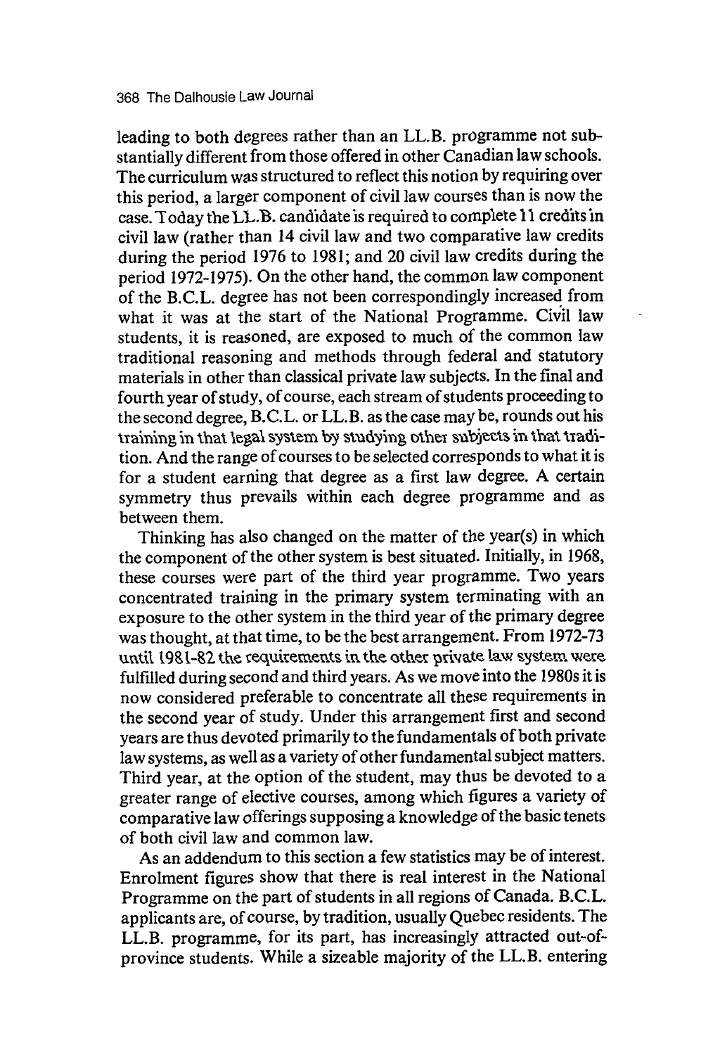leading to both degrees rather than an LL.B. programme not substantially different from those offered in other Canadian law schools. The curriculum was structured to reflect this notion by requiring over this period, a larger component of civil law courses than is now the case. Today the LL.B. candidate is required to complete 11 credits in civil law (rather than 14 civil law and two comparative law credits during the period 1976 to 1981; and 20 civil law credits during the period 1972-1975). On the other hand, the common law component of the B.C.L. degree has not been correspondingly increased from what it was at the start of the National Programme. Civil law students, it is reasoned, are exposed to much of the common law traditional reasoning and methods through federal and statutory materials in other than classical private law subjects. In the final and fourth year of study, of course, each stream of students proceeding to the second degree, B.C.L. or LL.B. as the case may be, rounds out his training in that legal system by studying other subjects in that tradition. And the range of courses to be selected corresponds to what it is for a student earning that degree as a first law degree. A certain symmetry thus prevails within each degree programme and as between them.

Thinking has also changed on the matter of the year(s) in which the component of the other system is best situated. Initially, in 1968, these courses were part of the third year programme. Two years concentrated training in the primary system terminating with an exposure to the other system in the third year of the primary degree was thought, at that time, to be the best arrangement. From 1972-73 until 1981-82 the requirements in the other private law system were fulfilled during second and third years. As we move into the 1980s it is now considered preferable to concentrate all these requirements in the second year of study. Under this arrangement first and second years are thus devoted primarily to the fundamentals of both private law systems, as well as a variety of other fundamental subject matters. Third year, at the option of the student, may thus be devoted to a greater range of elective courses, among which figures a variety of comparative law offerings supposing a knowledge of the basic tenets of both civil law and common law.

As an addendum to this section a few statistics may be of interest. Enrolment figures show that there is real interest in the National Programme on the part of students in all regions of Canada. B.C.L. applicants are, of course, by tradition, usually Quebec residents. The LL.B. programme, for its part, has increasingly attracted out-of-province students. While a sizeable majority of the LL.B. entering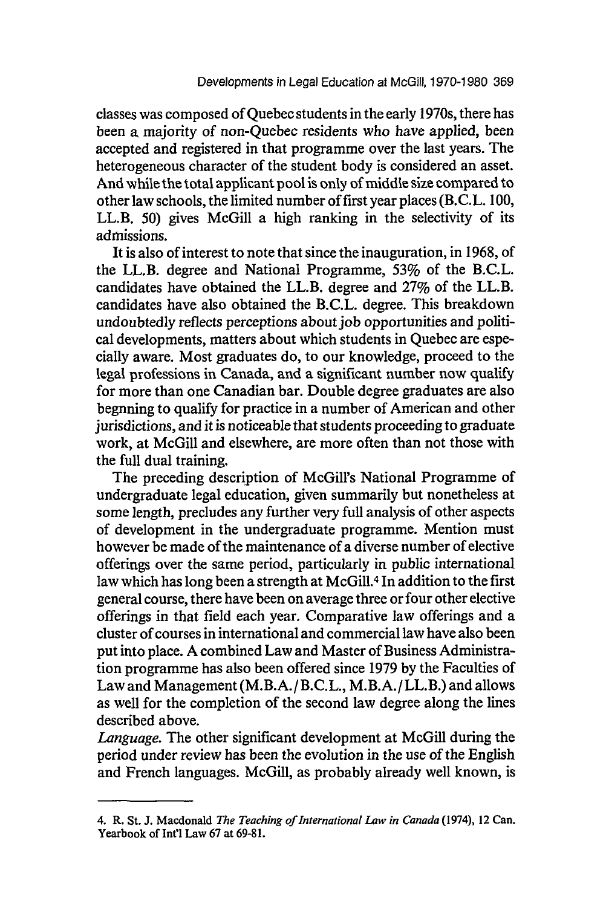classes was composed of Quebec students in the early 1970s, there has been a majority of non-Quebec residents who have applied, been accepted and registered in that programme over the last years. The heterogeneous character of the student body is considered an asset. And while the total applicant pool is only of middle size compared to other law schools, the limited number of first year places (B.C.L. 100, LL.B. 50) gives McGill a high ranking in the selectivity of its admissions.

It is also of interest to note that since the inauguration, in 1968, of the LL.B. degree and National Programme, 53% of the B.C.L. candidates have obtained the LL.B. degree and 27% of the LL.B. candidates have also obtained the B.C.L. degree. This breakdown undoubtedly reflects perceptions about job opportunities and political developments, matters about which students in Quebec are especially aware. Most graduates do, to our knowledge, proceed to the legal professions in Canada, and a significant number now qualify for more than one Canadian bar. Double degree graduates are also begnning to qualify for practice in a number of American and other jurisdictions, and it is noticeable that students proceeding to graduate work, at McGill and elsewhere, are more often than not those with the full dual training.

The preceding description of McGill's National Programme of undergraduate legal education, given summarily but nonetheless at some length, precludes any further very full analysis of other aspects of development in the undergraduate programme. Mention must however be made of the maintenance of a diverse number of elective offerings over the same period, particularly in public international law which has long been a strength at McGill.[4] In addition to the first general course, there have been on average three or four other elective offerings in that field each year. Comparative law offerings and a cluster of courses in international and commercial law have also been put into place. A combined Law and Master of Business Administration programme has also been offered since 1979 by the Faculties of Law and Management (M.B.A./B.C.L., M.B.A./LL.B.) and allows as well for the completion of the second law degree along the lines described above.

*Language.* The other significant development at McGill during the period under review has been the evolution in the use of the English and French languages. McGill, as probably already well known, is

---

4. R. St. J. Macdonald *The Teaching of International Law in Canada* (1974), 12 Can. Yearbook of Int'l Law 67 at 69-81.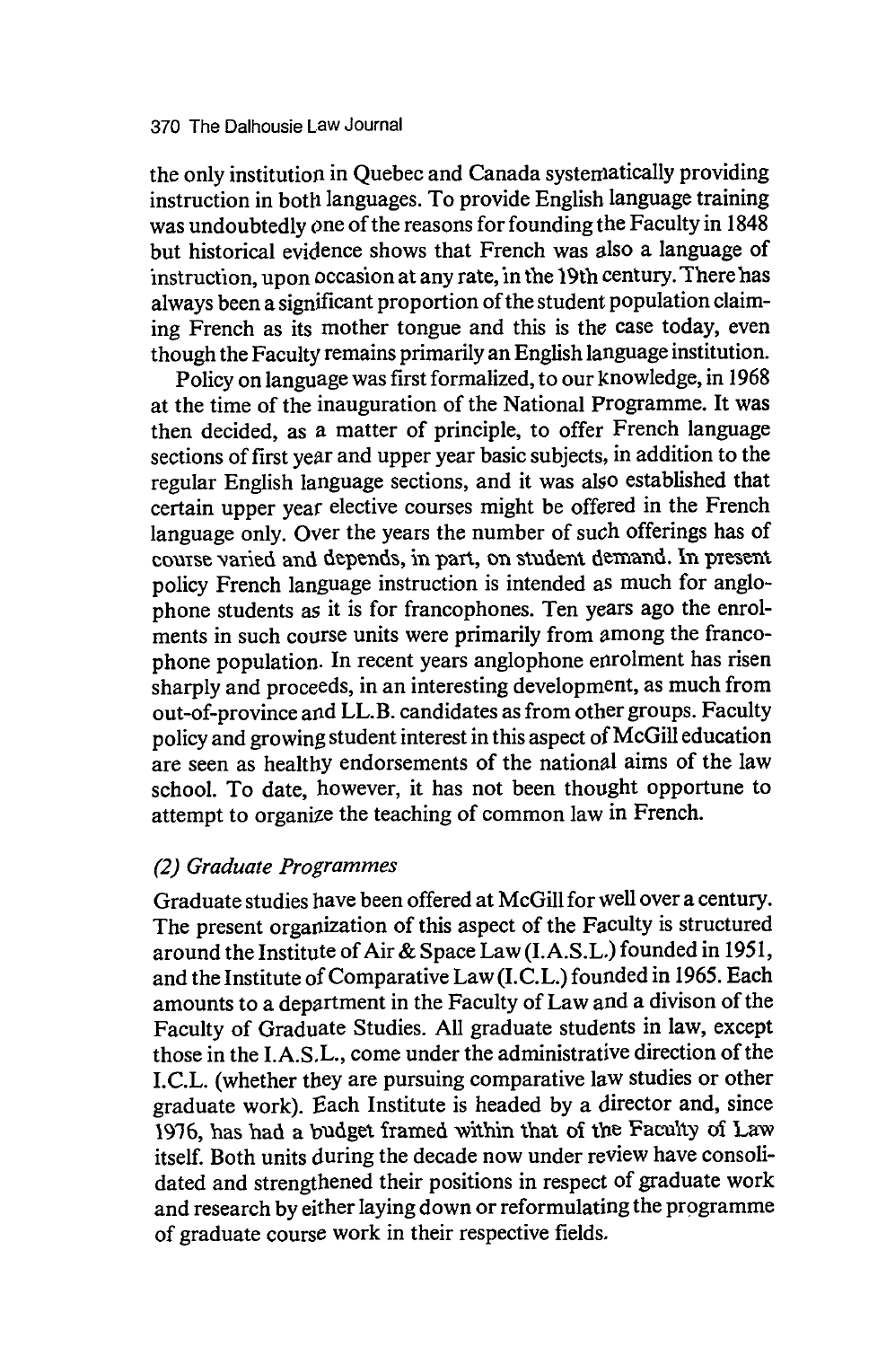the only institution in Quebec and Canada systematically providing instruction in both languages. To provide English language training was undoubtedly one of the reasons for founding the Faculty in 1848 but historical evidence shows that French was also a language of instruction, upon occasion at any rate, in the 19th century. There has always been a significant proportion of the student population claiming French as its mother tongue and this is the case today, even though the Faculty remains primarily an English language institution.

Policy on language was first formalized, to our knowledge, in 1968 at the time of the inauguration of the National Programme. It was then decided, as a matter of principle, to offer French language sections of first year and upper year basic subjects, in addition to the regular English language sections, and it was also established that certain upper year elective courses might be offered in the French language only. Over the years the number of such offerings has of course varied and depends, in part, on student demand. In present policy French language instruction is intended as much for anglophone students as it is for francophones. Ten years ago the enrolments in such course units were primarily from among the francophone population. In recent years anglophone enrolment has risen sharply and proceeds, in an interesting development, as much from out-of-province and LL.B. candidates as from other groups. Faculty policy and growing student interest in this aspect of McGill education are seen as healthy endorsements of the national aims of the law school. To date, however, it has not been thought opportune to attempt to organize the teaching of common law in French.

### *(2) Graduate Programmes*

Graduate studies have been offered at McGill for well over a century. The present organization of this aspect of the Faculty is structured around the Institute of Air & Space Law (I.A.S.L.) founded in 1951, and the Institute of Comparative Law (I.C.L.) founded in 1965. Each amounts to a department in the Faculty of Law and a divison of the Faculty of Graduate Studies. All graduate students in law, except those in the I.A.S.L., come under the administrative direction of the I.C.L. (whether they are pursuing comparative law studies or other graduate work). Each Institute is headed by a director and, since 1976, has had a budget framed within that of the Faculty of Law itself. Both units during the decade now under review have consolidated and strengthened their positions in respect of graduate work and research by either laying down or reformulating the programme of graduate course work in their respective fields.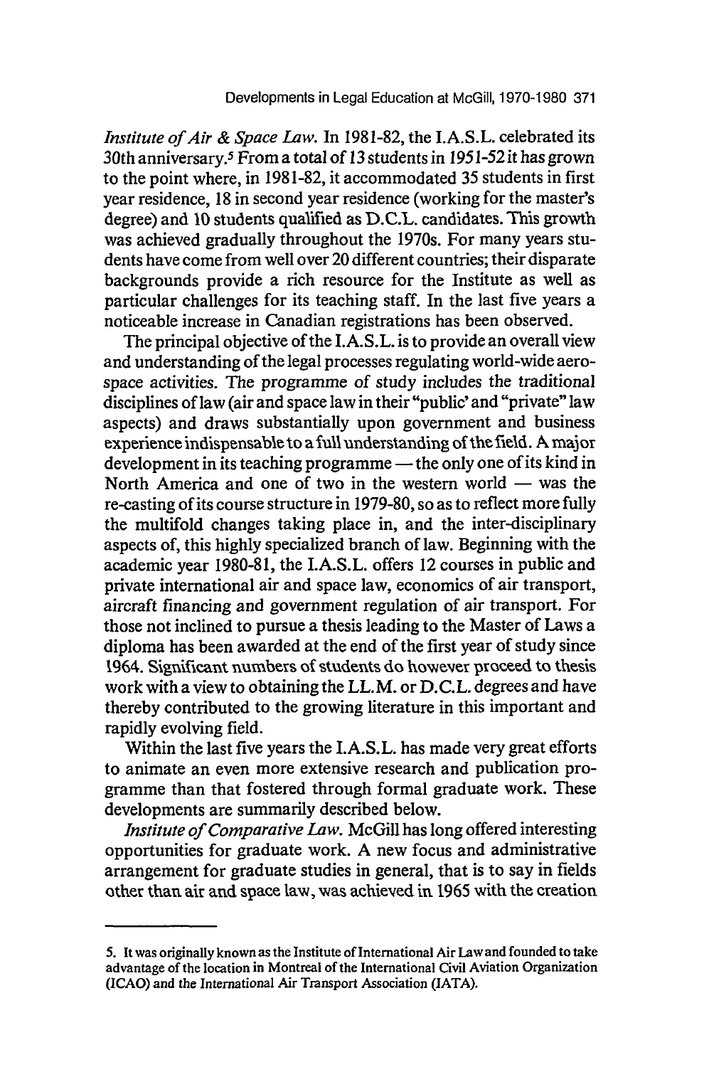*Institute of Air & Space Law.* In 1981-82, the I.A.S.L. celebrated its 30th anniversary.[5] From a total of 13 students in 1951-52 it has grown to the point where, in 1981-82, it accommodated 35 students in first year residence, 18 in second year residence (working for the master's degree) and 10 students qualified as D.C.L. candidates. This growth was achieved gradually throughout the 1970s. For many years students have come from well over 20 different countries; their disparate backgrounds provide a rich resource for the Institute as well as particular challenges for its teaching staff. In the last five years a noticeable increase in Canadian registrations has been observed.

The principal objective of the I.A.S.L. is to provide an overall view and understanding of the legal processes regulating world-wide aerospace activities. The programme of study includes the traditional disciplines of law (air and space law in their "public' and "private" law aspects) and draws substantially upon government and business experience indispensable to a full understanding of the field. A major development in its teaching programme — the only one of its kind in North America and one of two in the western world — was the re-casting of its course structure in 1979-80, so as to reflect more fully the multifold changes taking place in, and the inter-disciplinary aspects of, this highly specialized branch of law. Beginning with the academic year 1980-81, the I.A.S.L. offers 12 courses in public and private international air and space law, economics of air transport, aircraft financing and government regulation of air transport. For those not inclined to pursue a thesis leading to the Master of Laws a diploma has been awarded at the end of the first year of study since 1964. Significant numbers of students do however proceed to thesis work with a view to obtaining the LL.M. or D.C.L. degrees and have thereby contributed to the growing literature in this important and rapidly evolving field.

Within the last five years the I.A.S.L. has made very great efforts to animate an even more extensive research and publication programme than that fostered through formal graduate work. These developments are summarily described below.

*Institute of Comparative Law.* McGill has long offered interesting opportunities for graduate work. A new focus and administrative arrangement for graduate studies in general, that is to say in fields other than air and space law, was achieved in 1965 with the creation

---

5. It was originally known as the Institute of International Air Law and founded to take advantage of the location in Montreal of the International Civil Aviation Organization (ICAO) and the International Air Transport Association (IATA).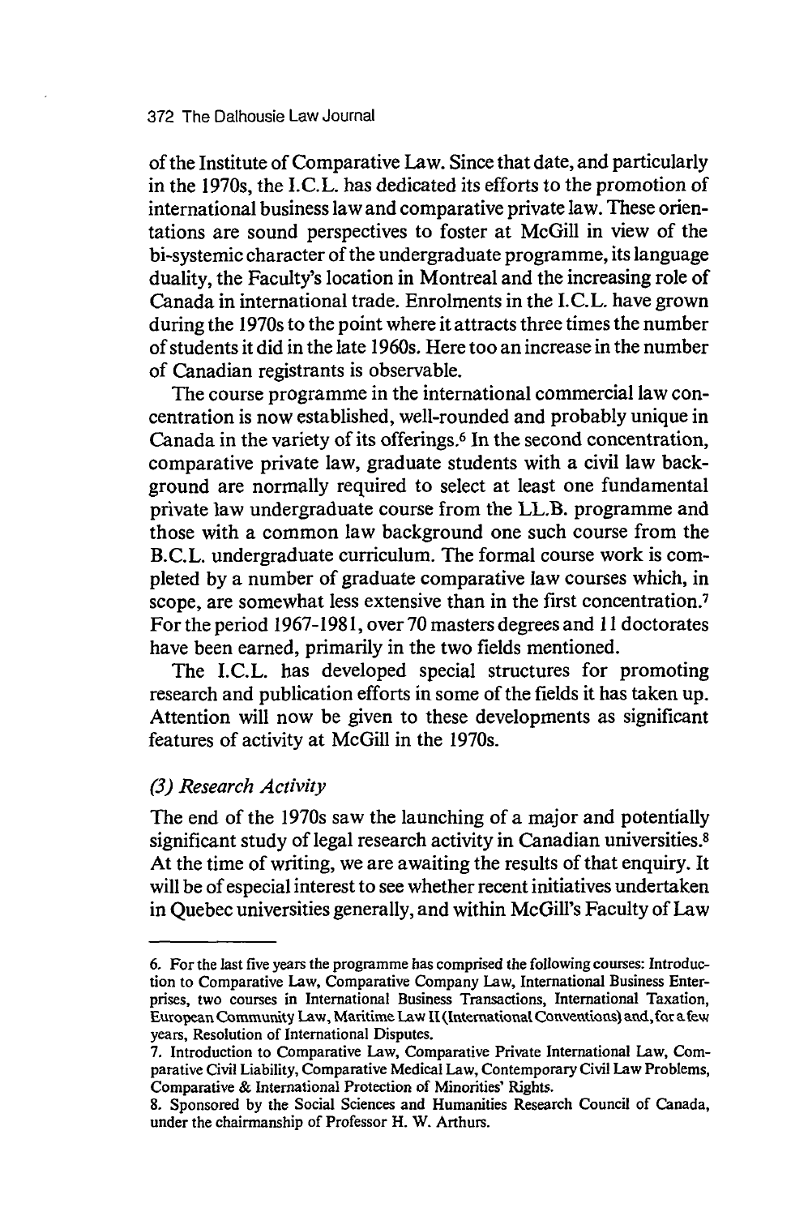of the Institute of Comparative Law. Since that date, and particularly in the 1970s, the I.C.L. has dedicated its efforts to the promotion of international business law and comparative private law. These orientations are sound perspectives to foster at McGill in view of the bi-systemic character of the undergraduate programme, its language duality, the Faculty's location in Montreal and the increasing role of Canada in international trade. Enrolments in the I.C.L. have grown during the 1970s to the point where it attracts three times the number of students it did in the late 1960s. Here too an increase in the number of Canadian registrants is observable.

The course programme in the international commercial law concentration is now established, well-rounded and probably unique in Canada in the variety of its offerings.[6] In the second concentration, comparative private law, graduate students with a civil law background are normally required to select at least one fundamental private law undergraduate course from the LL.B. programme and those with a common law background one such course from the B.C.L. undergraduate curriculum. The formal course work is completed by a number of graduate comparative law courses which, in scope, are somewhat less extensive than in the first concentration.[7] For the period 1967-1981, over 70 masters degrees and 11 doctorates have been earned, primarily in the two fields mentioned.

The I.C.L. has developed special structures for promoting research and publication efforts in some of the fields it has taken up. Attention will now be given to these developments as significant features of activity at McGill in the 1970s.

### *(3) Research Activity*

The end of the 1970s saw the launching of a major and potentially significant study of legal research activity in Canadian universities.[8] At the time of writing, we are awaiting the results of that enquiry. It will be of especial interest to see whether recent initiatives undertaken in Quebec universities generally, and within McGill's Faculty of Law

---

6. For the last five years the programme has comprised the following courses: Introduction to Comparative Law, Comparative Company Law, International Business Enterprises, two courses in International Business Transactions, International Taxation, European Community Law, Maritime Law II (International Conventions) and, for a few years, Resolution of International Disputes.

7. Introduction to Comparative Law, Comparative Private International Law, Comparative Civil Liability, Comparative Medical Law, Contemporary Civil Law Problems, Comparative & International Protection of Minorities' Rights.

8. Sponsored by the Social Sciences and Humanities Research Council of Canada, under the chairmanship of Professor H. W. Arthurs.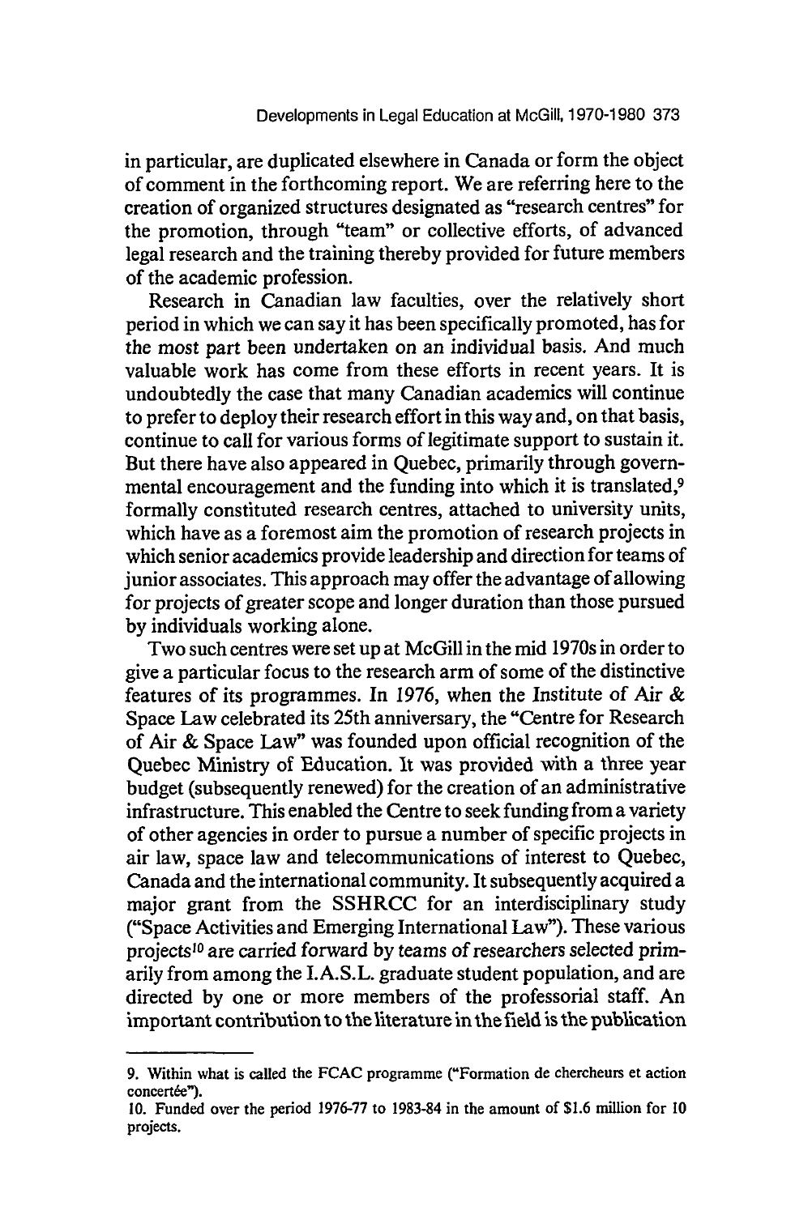in particular, are duplicated elsewhere in Canada or form the object of comment in the forthcoming report. We are referring here to the creation of organized structures designated as "research centres" for the promotion, through "team" or collective efforts, of advanced legal research and the training thereby provided for future members of the academic profession.

Research in Canadian law faculties, over the relatively short period in which we can say it has been specifically promoted, has for the most part been undertaken on an individual basis. And much valuable work has come from these efforts in recent years. It is undoubtedly the case that many Canadian academics will continue to prefer to deploy their research effort in this way and, on that basis, continue to call for various forms of legitimate support to sustain it. But there have also appeared in Quebec, primarily through governmental encouragement and the funding into which it is translated,[9] formally constituted research centres, attached to university units, which have as a foremost aim the promotion of research projects in which senior academics provide leadership and direction for teams of junior associates. This approach may offer the advantage of allowing for projects of greater scope and longer duration than those pursued by individuals working alone.

Two such centres were set up at McGill in the mid 1970s in order to give a particular focus to the research arm of some of the distinctive features of its programmes. In 1976, when the Institute of Air & Space Law celebrated its 25th anniversary, the "Centre for Research of Air & Space Law" was founded upon official recognition of the Quebec Ministry of Education. It was provided with a three year budget (subsequently renewed) for the creation of an administrative infrastructure. This enabled the Centre to seek funding from a variety of other agencies in order to pursue a number of specific projects in air law, space law and telecommunications of interest to Quebec, Canada and the international community. It subsequently acquired a major grant from the SSHRCC for an interdisciplinary study ("Space Activities and Emerging International Law"). These various projects[10] are carried forward by teams of researchers selected primarily from among the I.A.S.L. graduate student population, and are directed by one or more members of the professorial staff. An important contribution to the literature in the field is the publication

---

9. Within what is called the FCAC programme ("Formation de chercheurs et action concertée").

10. Funded over the period 1976-77 to 1983-84 in the amount of $1.6 million for 10 projects.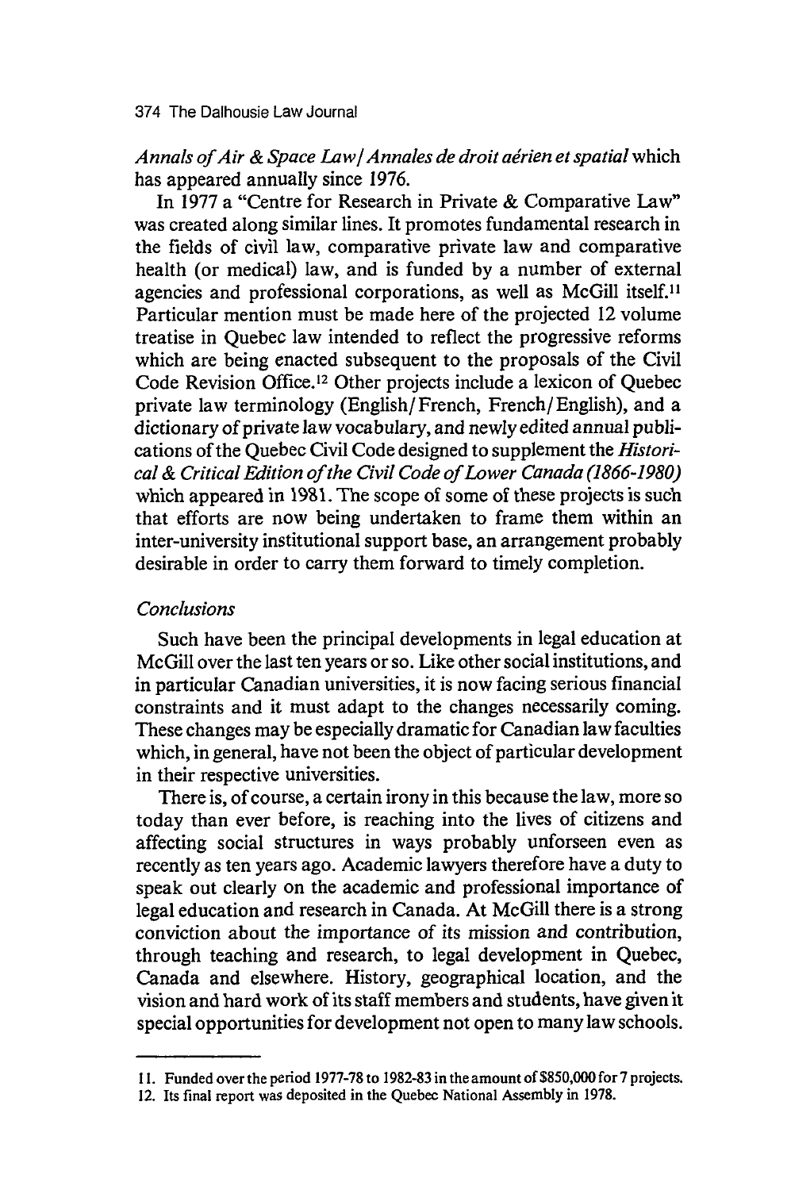*Annals of Air & Space Law/Annales de droit aérien et spatial* which has appeared annually since 1976.

In 1977 a "Centre for Research in Private & Comparative Law" was created along similar lines. It promotes fundamental research in the fields of civil law, comparative private law and comparative health (or medical) law, and is funded by a number of external agencies and professional corporations, as well as McGill itself.[11] Particular mention must be made here of the projected 12 volume treatise in Quebec law intended to reflect the progressive reforms which are being enacted subsequent to the proposals of the Civil Code Revision Office.[12] Other projects include a lexicon of Quebec private law terminology (English/French, French/English), and a dictionary of private law vocabulary, and newly edited annual publications of the Quebec Civil Code designed to supplement the *Historical & Critical Edition of the Civil Code of Lower Canada (1866-1980)* which appeared in 1981. The scope of some of these projects is such that efforts are now being undertaken to frame them within an inter-university institutional support base, an arrangement probably desirable in order to carry them forward to timely completion.

### *Conclusions*

Such have been the principal developments in legal education at McGill over the last ten years or so. Like other social institutions, and in particular Canadian universities, it is now facing serious financial constraints and it must adapt to the changes necessarily coming. These changes may be especially dramatic for Canadian law faculties which, in general, have not been the object of particular development in their respective universities.

There is, of course, a certain irony in this because the law, more so today than ever before, is reaching into the lives of citizens and affecting social structures in ways probably unforseen even as recently as ten years ago. Academic lawyers therefore have a duty to speak out clearly on the academic and professional importance of legal education and research in Canada. At McGill there is a strong conviction about the importance of its mission and contribution, through teaching and research, to legal development in Quebec, Canada and elsewhere. History, geographical location, and the vision and hard work of its staff members and students, have given it special opportunities for development not open to many law schools.

---

11. Funded over the period 1977-78 to 1982-83 in the amount of $850,000 for 7 projects.
12. Its final report was deposited in the Quebec National Assembly in 1978.